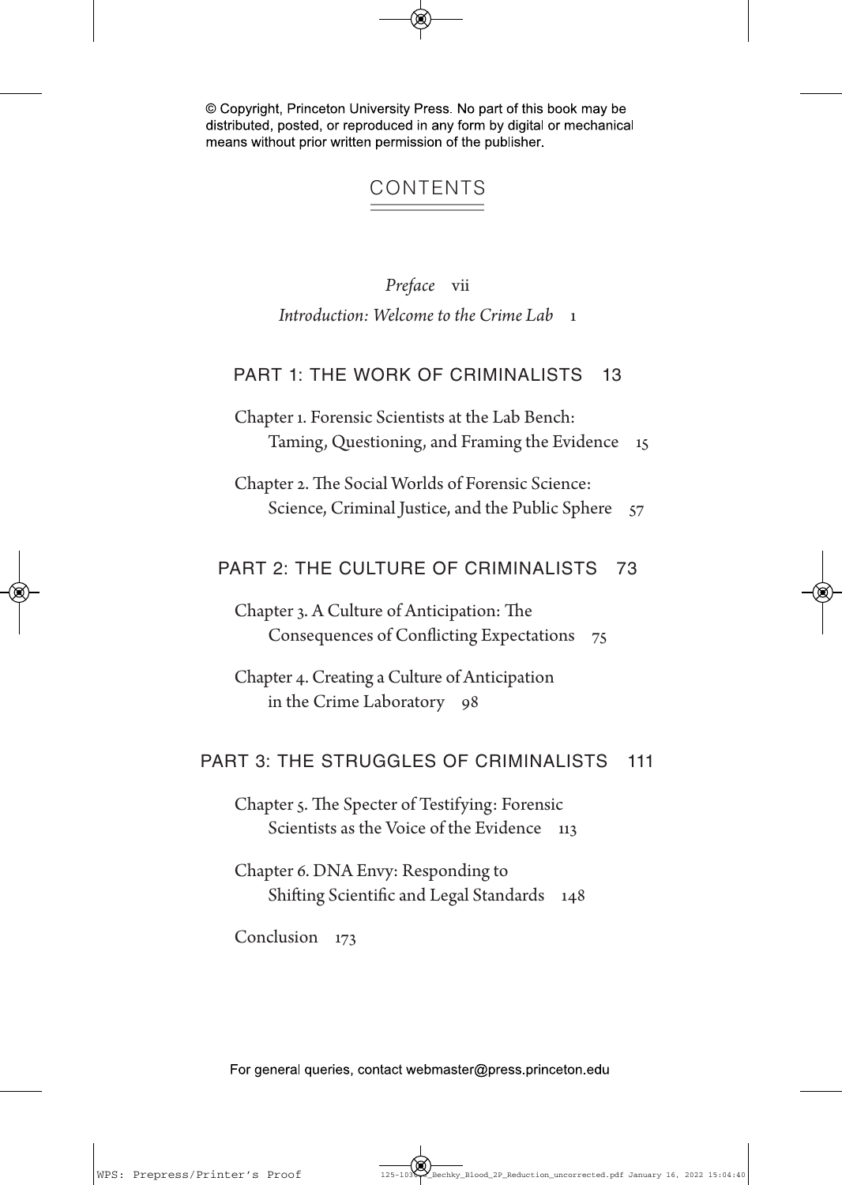© Copyright, Princeton University Press. No part of this book may be distributed, posted, or reproduced in any form by digital or mechanical means without prior written permission of the publisher.

# CONTENTS

*Preface* vii

*Introduction: Welcome to the Crime Lab* 1

## PART 1: THE WORK OF CRIMINALISTS 13

Chapter 1. Forensic Scientists at the Lab Bench: Taming, Questioning, and Framing the Evidence 15

Chapter 2. The Social Worlds of Forensic Science: Science, Criminal Justice, and the Public Sphere 57

## PART 2: THE CULTURE OF CRIMINALISTS 73

Chapter 3. A Culture of Anticipation: The Consequences of Conflicting Expectations 75

Chapter 4. Creating a Culture of Anticipation in the Crime Laboratory 98

## PART 3: THE STRUGGLES OF CRIMINALISTS 111

Chapter 5. The Specter of Testifying: Forensic Scientists as the Voice of the Evidence 113

Chapter 6. DNA Envy: Responding to Shifting Scientific and Legal Standards 148

Conclusion 173

For general queries, contact webmaster@press.princeton.edu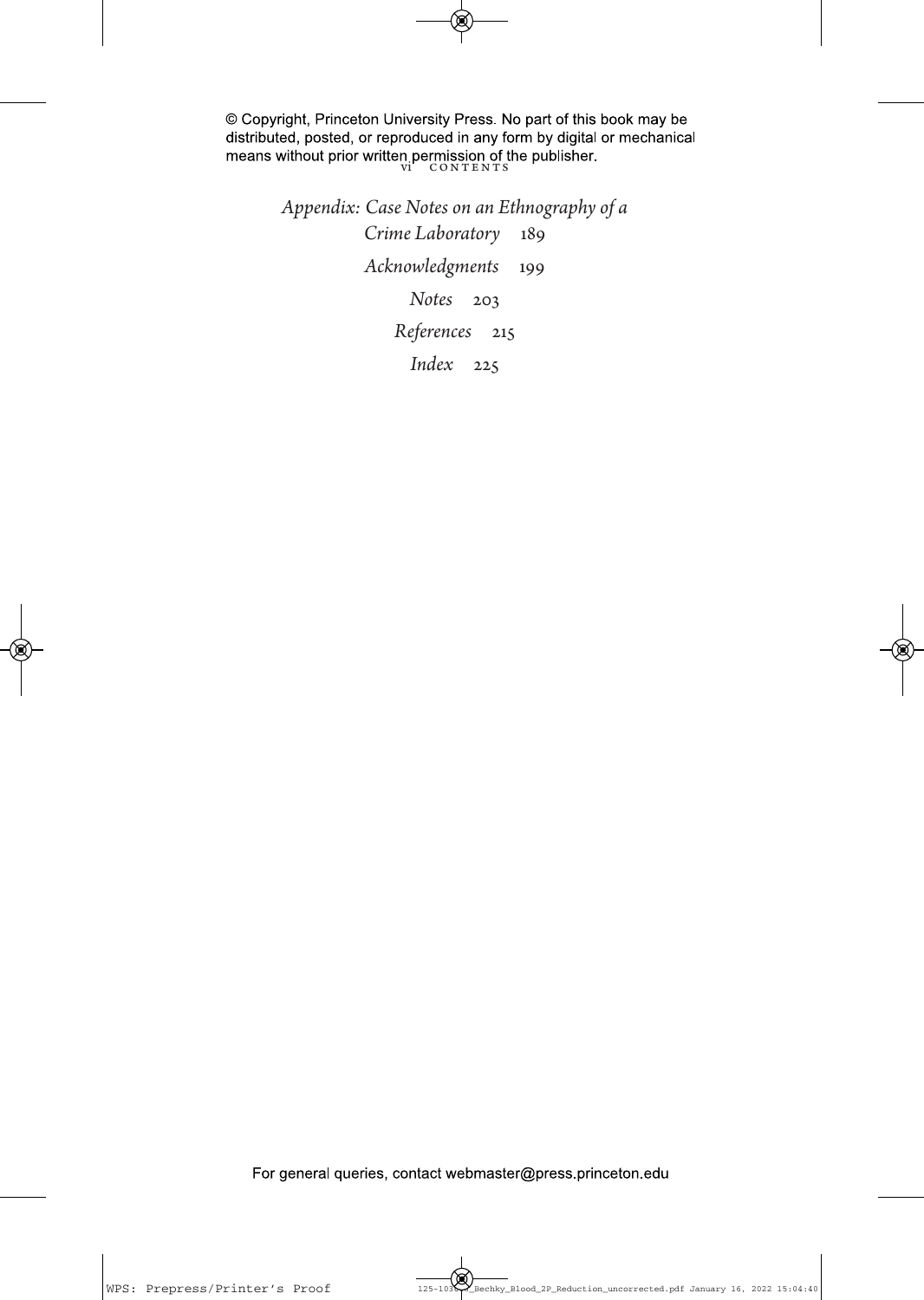*Appendix: Case Notes on an Ethnography of a Crime Laboratory* 189

*Acknowledgments* 199

*Notes* 203

*References* 215

*Index* 225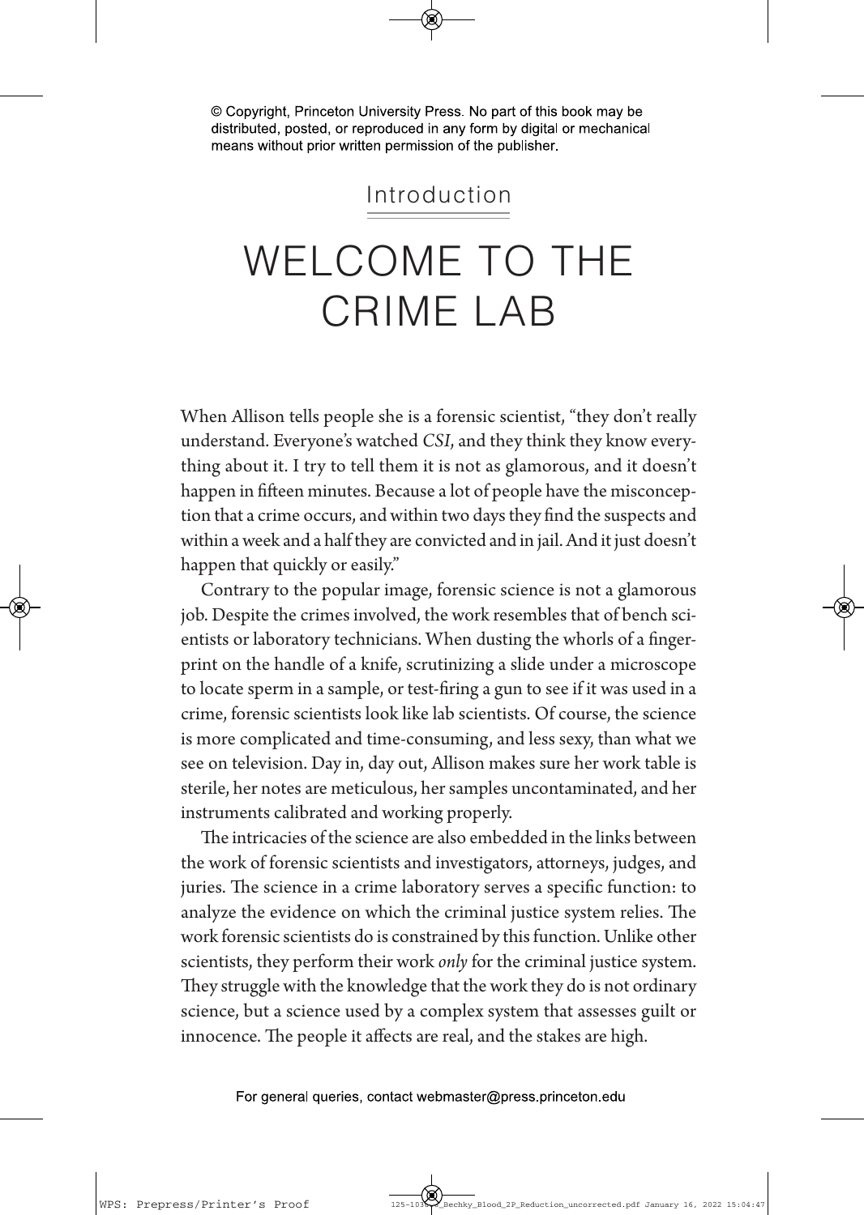## Introduction

# WELCOME TO THE CRIME LAB

When Allison tells people she is a forensic scientist, "they don't really understand. Everyone's watched *CSI*, and they think they know everything about it. I try to tell them it is not as glamorous, and it doesn't happen in fifteen minutes. Because a lot of people have the misconception that a crime occurs, and within two days they find the suspects and within a week and a half they are convicted and in jail. And it just doesn't happen that quickly or easily."

Contrary to the popular image, forensic science is not a glamorous job. Despite the crimes involved, the work resembles that of bench scientists or laboratory technicians. When dusting the whorls of a fingerprint on the handle of a knife, scrutinizing a slide under a microscope to locate sperm in a sample, or test-firing a gun to see if it was used in a crime, forensic scientists look like lab scientists. Of course, the science is more complicated and time-consuming, and less sexy, than what we see on television. Day in, day out, Allison makes sure her work table is sterile, her notes are meticulous, her samples uncontaminated, and her instruments calibrated and working properly.

The intricacies of the science are also embedded in the links between the work of forensic scientists and investigators, attorneys, judges, and juries. The science in a crime laboratory serves a specific function: to analyze the evidence on which the criminal justice system relies. The work forensic scientists do is constrained by this function. Unlike other scientists, they perform their work *only* for the criminal justice system. They struggle with the knowledge that the work they do is not ordinary science, but a science used by a complex system that assesses guilt or innocence. The people it affects are real, and the stakes are high.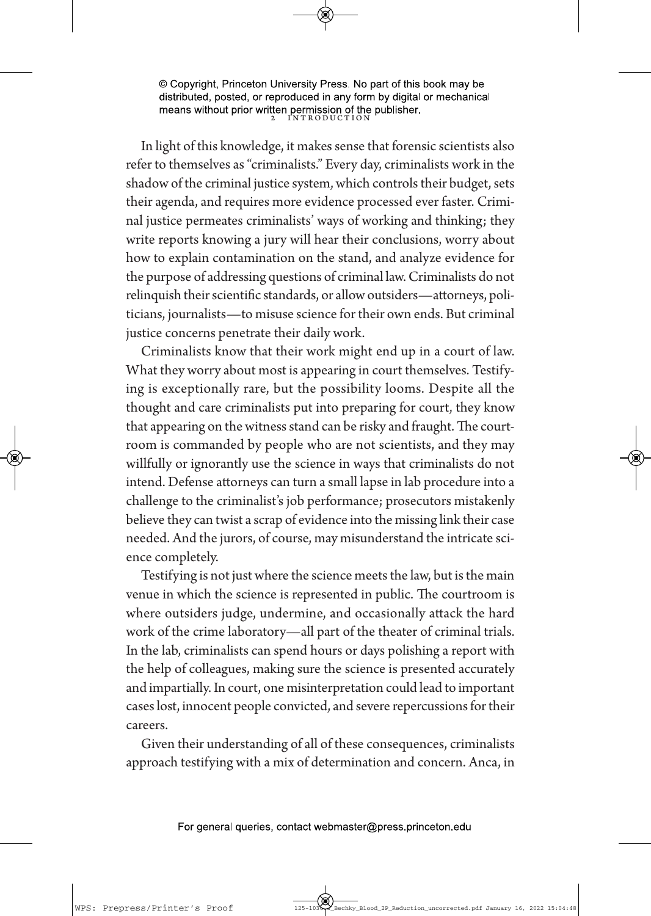In light of this knowledge, it makes sense that forensic scientists also refer to themselves as "criminalists." Every day, criminalists work in the shadow of the criminal justice system, which controls their budget, sets their agenda, and requires more evidence processed ever faster. Criminal justice permeates criminalists' ways of working and thinking; they write reports knowing a jury will hear their conclusions, worry about how to explain contamination on the stand, and analyze evidence for the purpose of addressing questions of criminal law. Criminalists do not relinquish their scientific standards, or allow outsiders—attorneys, politicians, journalists—to misuse science for their own ends. But criminal justice concerns penetrate their daily work.

Criminalists know that their work might end up in a court of law. What they worry about most is appearing in court themselves. Testifying is exceptionally rare, but the possibility looms. Despite all the thought and care criminalists put into preparing for court, they know that appearing on the witness stand can be risky and fraught. The courtroom is commanded by people who are not scientists, and they may willfully or ignorantly use the science in ways that criminalists do not intend. Defense attorneys can turn a small lapse in lab procedure into a challenge to the criminalist's job performance; prosecutors mistakenly believe they can twist a scrap of evidence into the missing link their case needed. And the jurors, of course, may misunderstand the intricate science completely.

Testifying is not just where the science meets the law, but is the main venue in which the science is represented in public. The courtroom is where outsiders judge, undermine, and occasionally attack the hard work of the crime laboratory—all part of the theater of criminal trials. In the lab, criminalists can spend hours or days polishing a report with the help of colleagues, making sure the science is presented accurately and impartially. In court, one misinterpretation could lead to important cases lost, innocent people convicted, and severe repercussions for their careers.

Given their understanding of all of these consequences, criminalists approach testifying with a mix of determination and concern. Anca, in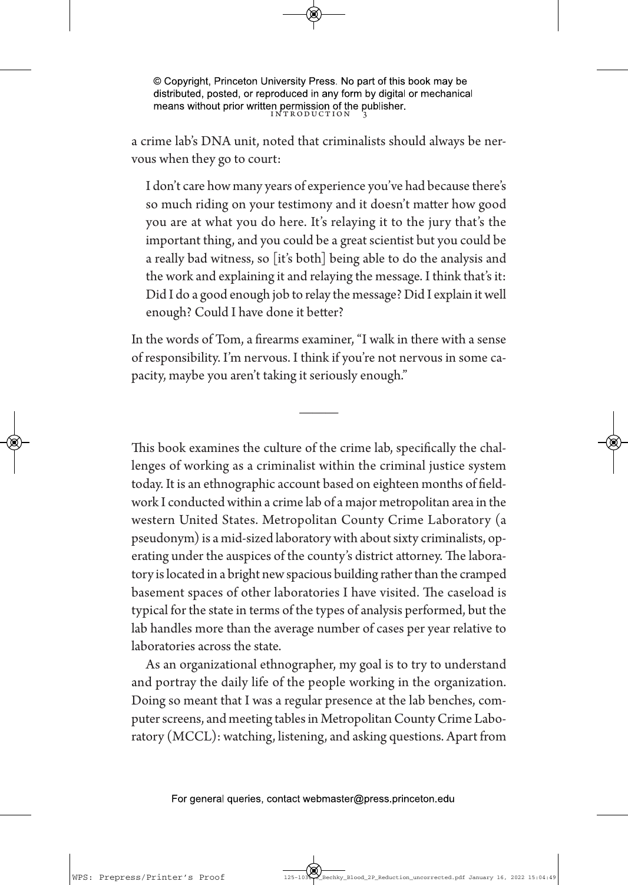a crime lab's DNA unit, noted that criminalists should always be nervous when they go to court:

> I don't care how many years of experience you've had because there's so much riding on your testimony and it doesn't matter how good you are at what you do here. It's relaying it to the jury that's the important thing, and you could be a great scientist but you could be a really bad witness, so [it's both] being able to do the analysis and the work and explaining it and relaying the message. I think that's it: Did I do a good enough job to relay the message? Did I explain it well enough? Could I have done it better?

In the words of Tom, a firearms examiner, "I walk in there with a sense of responsibility. I'm nervous. I think if you're not nervous in some capacity, maybe you aren't taking it seriously enough."

---

This book examines the culture of the crime lab, specifically the challenges of working as a criminalist within the criminal justice system today. It is an ethnographic account based on eighteen months of fieldwork I conducted within a crime lab of a major metropolitan area in the western United States. Metropolitan County Crime Laboratory (a pseudonym) is a mid-sized laboratory with about sixty criminalists, operating under the auspices of the county's district attorney. The laboratory is located in a bright new spacious building rather than the cramped basement spaces of other laboratories I have visited. The caseload is typical for the state in terms of the types of analysis performed, but the lab handles more than the average number of cases per year relative to laboratories across the state.

As an organizational ethnographer, my goal is to try to understand and portray the daily life of the people working in the organization. Doing so meant that I was a regular presence at the lab benches, computer screens, and meeting tables in Metropolitan County Crime Laboratory (MCCL): watching, listening, and asking questions. Apart from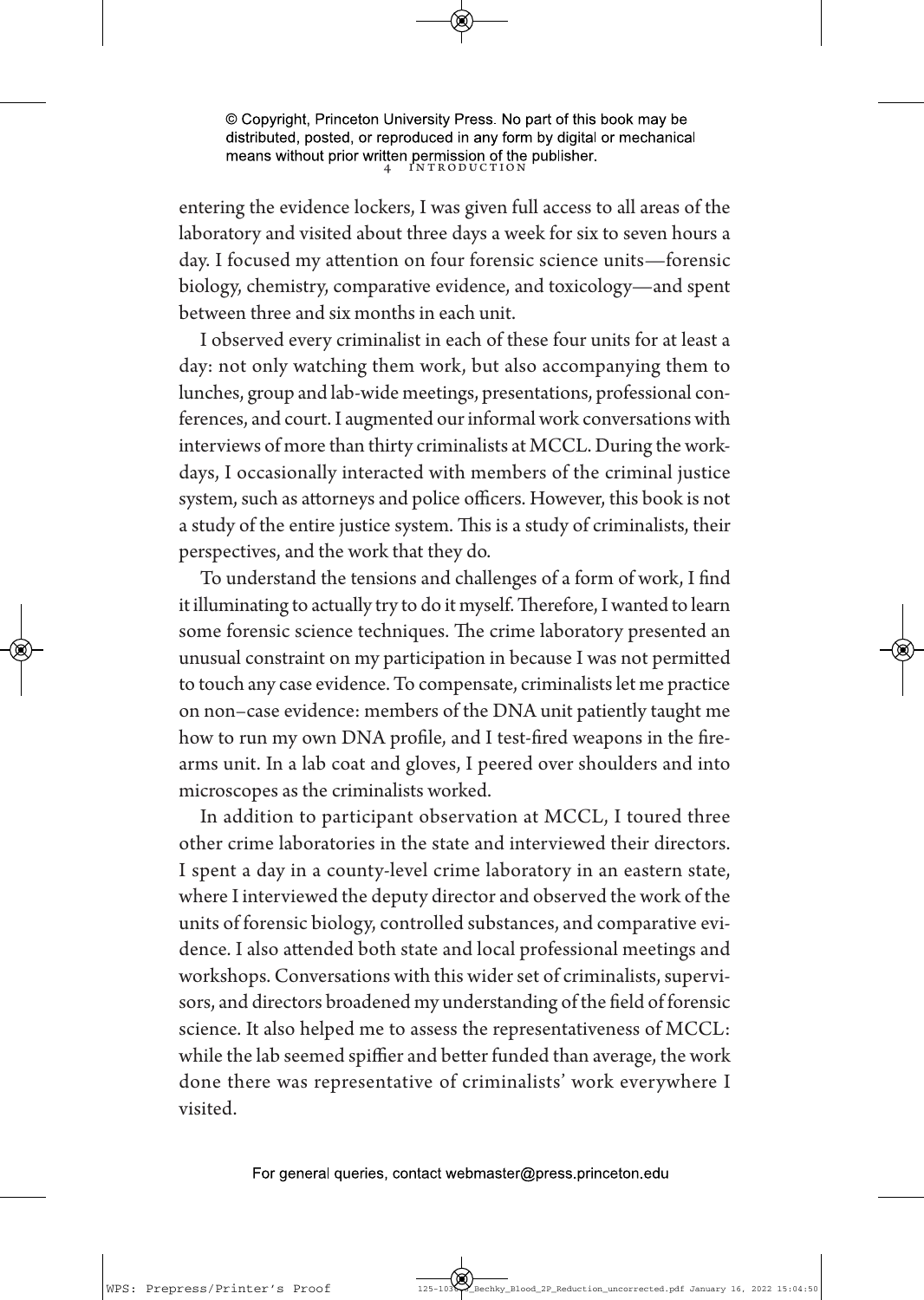entering the evidence lockers, I was given full access to all areas of the laboratory and visited about three days a week for six to seven hours a day. I focused my attention on four forensic science units—forensic biology, chemistry, comparative evidence, and toxicology—and spent between three and six months in each unit.

I observed every criminalist in each of these four units for at least a day: not only watching them work, but also accompanying them to lunches, group and lab-wide meetings, presentations, professional conferences, and court. I augmented our informal work conversations with interviews of more than thirty criminalists at MCCL. During the workdays, I occasionally interacted with members of the criminal justice system, such as attorneys and police officers. However, this book is not a study of the entire justice system. This is a study of criminalists, their perspectives, and the work that they do.

To understand the tensions and challenges of a form of work, I find it illuminating to actually try to do it myself. Therefore, I wanted to learn some forensic science techniques. The crime laboratory presented an unusual constraint on my participation in because I was not permitted to touch any case evidence. To compensate, criminalists let me practice on non–case evidence: members of the DNA unit patiently taught me how to run my own DNA profile, and I test-fired weapons in the firearms unit. In a lab coat and gloves, I peered over shoulders and into microscopes as the criminalists worked.

In addition to participant observation at MCCL, I toured three other crime laboratories in the state and interviewed their directors. I spent a day in a county-level crime laboratory in an eastern state, where I interviewed the deputy director and observed the work of the units of forensic biology, controlled substances, and comparative evidence. I also attended both state and local professional meetings and workshops. Conversations with this wider set of criminalists, supervisors, and directors broadened my understanding of the field of forensic science. It also helped me to assess the representativeness of MCCL: while the lab seemed spiffier and better funded than average, the work done there was representative of criminalists' work everywhere I visited.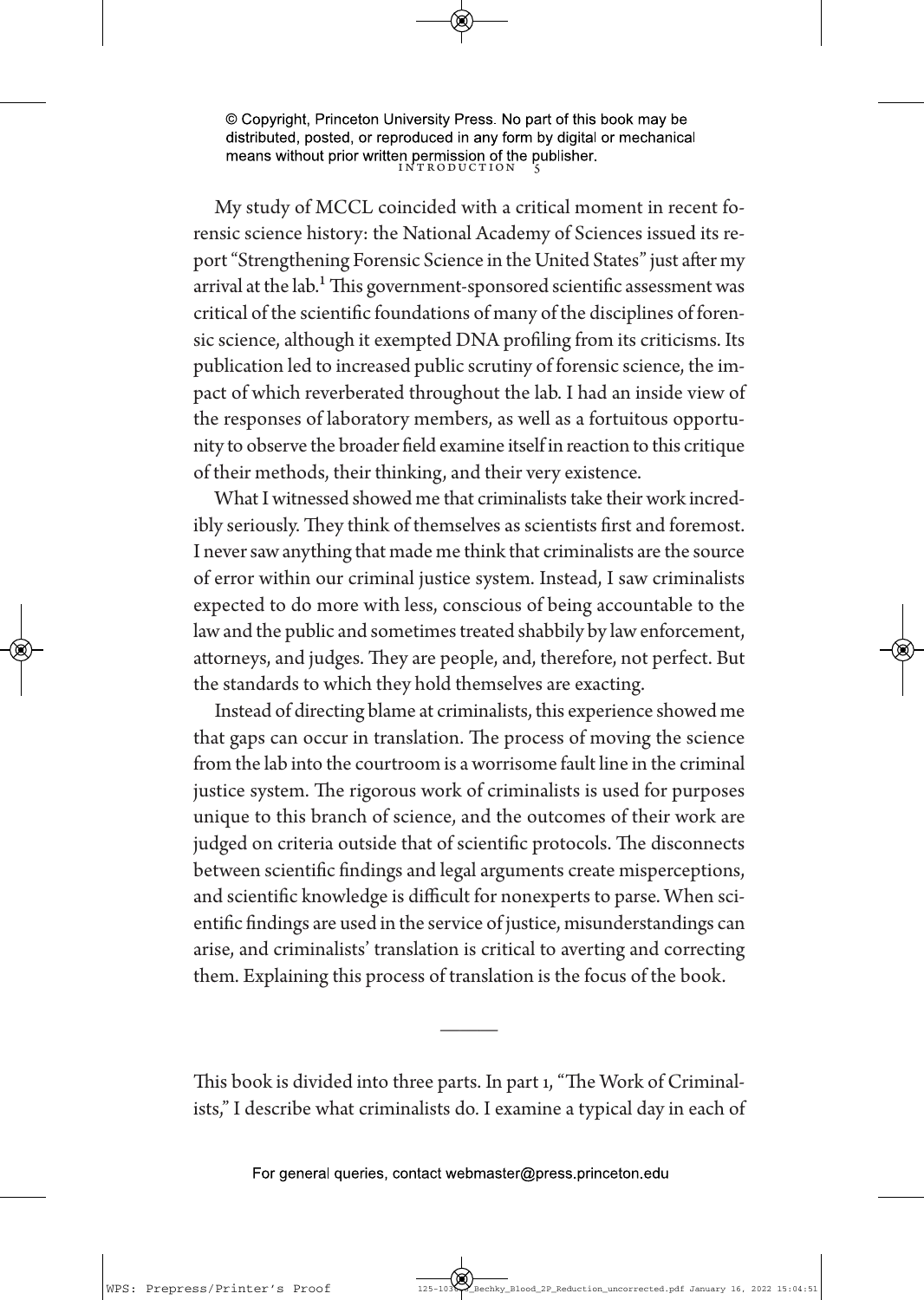My study of MCCL coincided with a critical moment in recent forensic science history: the National Academy of Sciences issued its report "Strengthening Forensic Science in the United States" just after my arrival at the lab.[1] This government-sponsored scientific assessment was critical of the scientific foundations of many of the disciplines of forensic science, although it exempted DNA profiling from its criticisms. Its publication led to increased public scrutiny of forensic science, the impact of which reverberated throughout the lab. I had an inside view of the responses of laboratory members, as well as a fortuitous opportunity to observe the broader field examine itself in reaction to this critique of their methods, their thinking, and their very existence.

What I witnessed showed me that criminalists take their work incredibly seriously. They think of themselves as scientists first and foremost. I never saw anything that made me think that criminalists are the source of error within our criminal justice system. Instead, I saw criminalists expected to do more with less, conscious of being accountable to the law and the public and sometimes treated shabbily by law enforcement, attorneys, and judges. They are people, and, therefore, not perfect. But the standards to which they hold themselves are exacting.

Instead of directing blame at criminalists, this experience showed me that gaps can occur in translation. The process of moving the science from the lab into the courtroom is a worrisome fault line in the criminal justice system. The rigorous work of criminalists is used for purposes unique to this branch of science, and the outcomes of their work are judged on criteria outside that of scientific protocols. The disconnects between scientific findings and legal arguments create misperceptions, and scientific knowledge is difficult for nonexperts to parse. When scientific findings are used in the service of justice, misunderstandings can arise, and criminalists' translation is critical to averting and correcting them. Explaining this process of translation is the focus of the book.

---

This book is divided into three parts. In part 1, "The Work of Criminalists," I describe what criminalists do. I examine a typical day in each of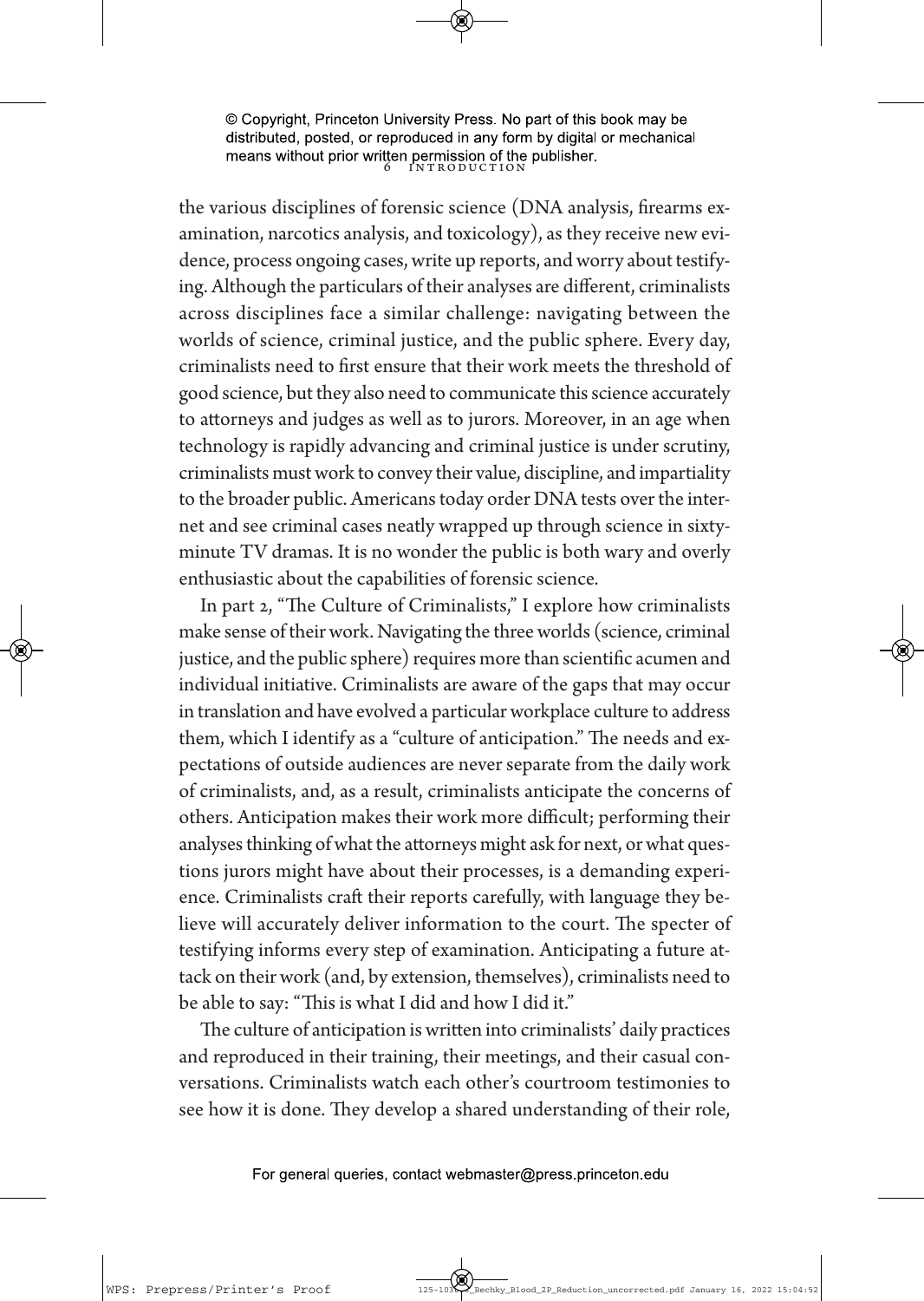the various disciplines of forensic science (DNA analysis, firearms examination, narcotics analysis, and toxicology), as they receive new evidence, process ongoing cases, write up reports, and worry about testifying. Although the particulars of their analyses are different, criminalists across disciplines face a similar challenge: navigating between the worlds of science, criminal justice, and the public sphere. Every day, criminalists need to first ensure that their work meets the threshold of good science, but they also need to communicate this science accurately to attorneys and judges as well as to jurors. Moreover, in an age when technology is rapidly advancing and criminal justice is under scrutiny, criminalists must work to convey their value, discipline, and impartiality to the broader public. Americans today order DNA tests over the internet and see criminal cases neatly wrapped up through science in sixty-minute TV dramas. It is no wonder the public is both wary and overly enthusiastic about the capabilities of forensic science.

In part 2, "The Culture of Criminalists," I explore how criminalists make sense of their work. Navigating the three worlds (science, criminal justice, and the public sphere) requires more than scientific acumen and individual initiative. Criminalists are aware of the gaps that may occur in translation and have evolved a particular workplace culture to address them, which I identify as a "culture of anticipation." The needs and expectations of outside audiences are never separate from the daily work of criminalists, and, as a result, criminalists anticipate the concerns of others. Anticipation makes their work more difficult; performing their analyses thinking of what the attorneys might ask for next, or what questions jurors might have about their processes, is a demanding experience. Criminalists craft their reports carefully, with language they believe will accurately deliver information to the court. The specter of testifying informs every step of examination. Anticipating a future attack on their work (and, by extension, themselves), criminalists need to be able to say: "This is what I did and how I did it."

The culture of anticipation is written into criminalists' daily practices and reproduced in their training, their meetings, and their casual conversations. Criminalists watch each other's courtroom testimonies to see how it is done. They develop a shared understanding of their role,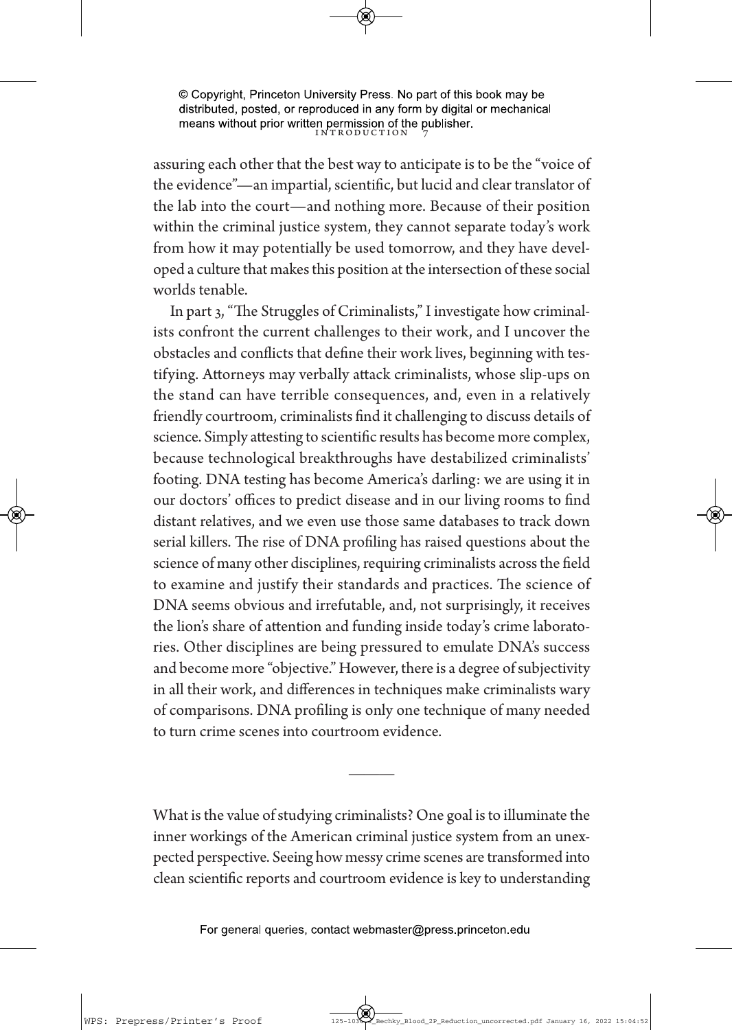assuring each other that the best way to anticipate is to be the "voice of the evidence"—an impartial, scientific, but lucid and clear translator of the lab into the court—and nothing more. Because of their position within the criminal justice system, they cannot separate today's work from how it may potentially be used tomorrow, and they have developed a culture that makes this position at the intersection of these social worlds tenable.

In part 3, "The Struggles of Criminalists," I investigate how criminalists confront the current challenges to their work, and I uncover the obstacles and conflicts that define their work lives, beginning with testifying. Attorneys may verbally attack criminalists, whose slip-ups on the stand can have terrible consequences, and, even in a relatively friendly courtroom, criminalists find it challenging to discuss details of science. Simply attesting to scientific results has become more complex, because technological breakthroughs have destabilized criminalists' footing. DNA testing has become America's darling: we are using it in our doctors' offices to predict disease and in our living rooms to find distant relatives, and we even use those same databases to track down serial killers. The rise of DNA profiling has raised questions about the science of many other disciplines, requiring criminalists across the field to examine and justify their standards and practices. The science of DNA seems obvious and irrefutable, and, not surprisingly, it receives the lion's share of attention and funding inside today's crime laboratories. Other disciplines are being pressured to emulate DNA's success and become more "objective." However, there is a degree of subjectivity in all their work, and differences in techniques make criminalists wary of comparisons. DNA profiling is only one technique of many needed to turn crime scenes into courtroom evidence.

---

What is the value of studying criminalists? One goal is to illuminate the inner workings of the American criminal justice system from an unexpected perspective. Seeing how messy crime scenes are transformed into clean scientific reports and courtroom evidence is key to understanding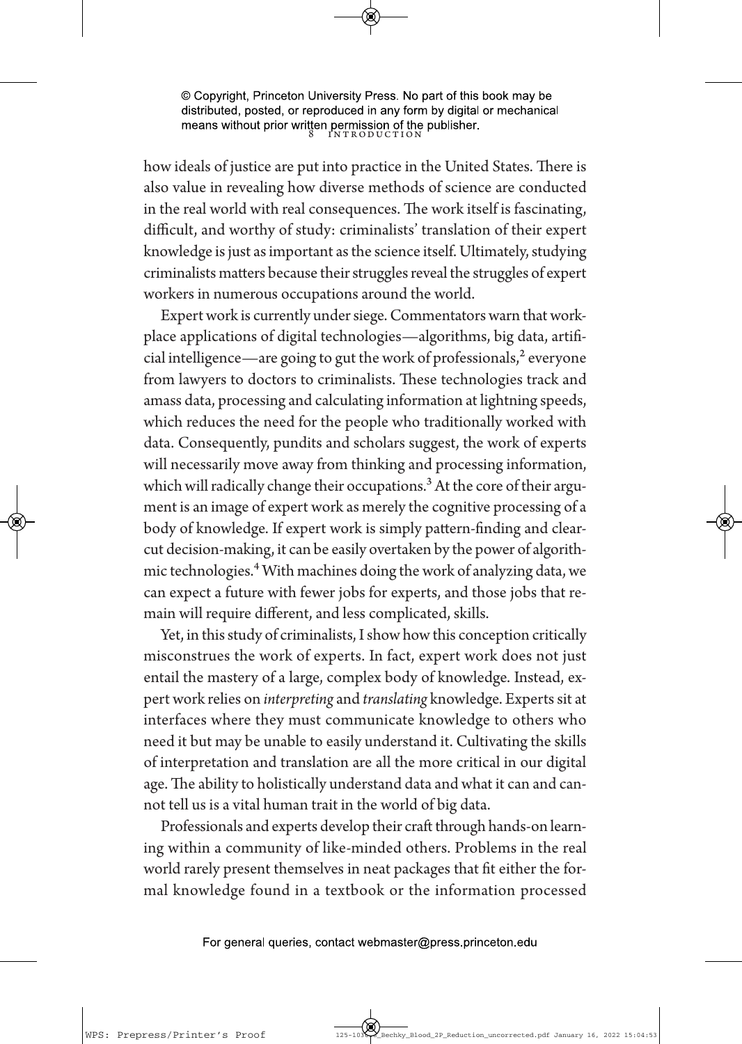how ideals of justice are put into practice in the United States. There is also value in revealing how diverse methods of science are conducted in the real world with real consequences. The work itself is fascinating, difficult, and worthy of study: criminalists' translation of their expert knowledge is just as important as the science itself. Ultimately, studying criminalists matters because their struggles reveal the struggles of expert workers in numerous occupations around the world.

Expert work is currently under siege. Commentators warn that workplace applications of digital technologies—algorithms, big data, artificial intelligence—are going to gut the work of professionals,[2] everyone from lawyers to doctors to criminalists. These technologies track and amass data, processing and calculating information at lightning speeds, which reduces the need for the people who traditionally worked with data. Consequently, pundits and scholars suggest, the work of experts will necessarily move away from thinking and processing information, which will radically change their occupations.[3] At the core of their argument is an image of expert work as merely the cognitive processing of a body of knowledge. If expert work is simply pattern-finding and clear-cut decision-making, it can be easily overtaken by the power of algorithmic technologies.[4] With machines doing the work of analyzing data, we can expect a future with fewer jobs for experts, and those jobs that remain will require different, and less complicated, skills.

Yet, in this study of criminalists, I show how this conception critically misconstrues the work of experts. In fact, expert work does not just entail the mastery of a large, complex body of knowledge. Instead, expert work relies on *interpreting* and *translating* knowledge. Experts sit at interfaces where they must communicate knowledge to others who need it but may be unable to easily understand it. Cultivating the skills of interpretation and translation are all the more critical in our digital age. The ability to holistically understand data and what it can and cannot tell us is a vital human trait in the world of big data.

Professionals and experts develop their craft through hands-on learning within a community of like-minded others. Problems in the real world rarely present themselves in neat packages that fit either the formal knowledge found in a textbook or the information processed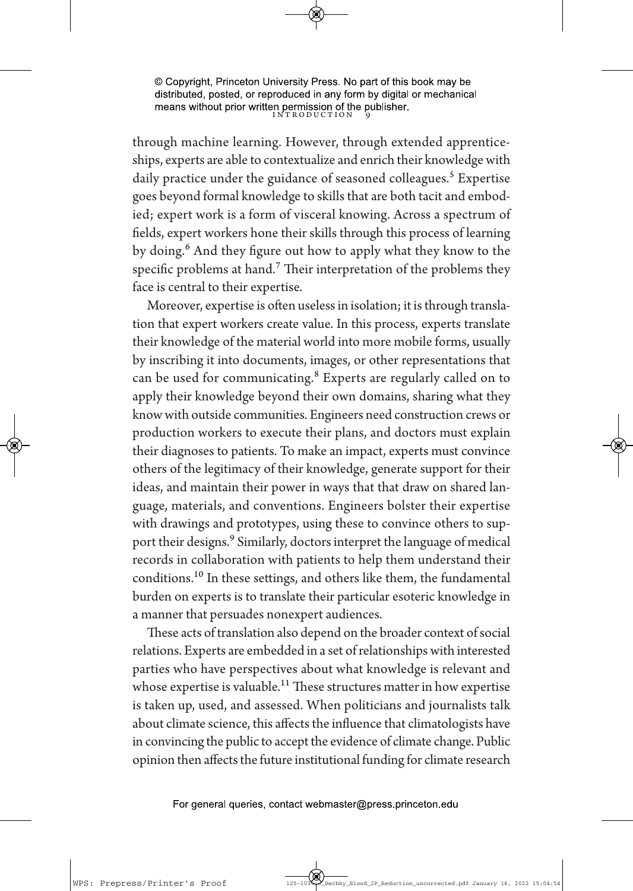through machine learning. However, through extended apprenticeships, experts are able to contextualize and enrich their knowledge with daily practice under the guidance of seasoned colleagues.[5] Expertise goes beyond formal knowledge to skills that are both tacit and embodied; expert work is a form of visceral knowing. Across a spectrum of fields, expert workers hone their skills through this process of learning by doing.[6] And they figure out how to apply what they know to the specific problems at hand.[7] Their interpretation of the problems they face is central to their expertise.

Moreover, expertise is often useless in isolation; it is through translation that expert workers create value. In this process, experts translate their knowledge of the material world into more mobile forms, usually by inscribing it into documents, images, or other representations that can be used for communicating.[8] Experts are regularly called on to apply their knowledge beyond their own domains, sharing what they know with outside communities. Engineers need construction crews or production workers to execute their plans, and doctors must explain their diagnoses to patients. To make an impact, experts must convince others of the legitimacy of their knowledge, generate support for their ideas, and maintain their power in ways that that draw on shared language, materials, and conventions. Engineers bolster their expertise with drawings and prototypes, using these to convince others to support their designs.[9] Similarly, doctors interpret the language of medical records in collaboration with patients to help them understand their conditions.[10] In these settings, and others like them, the fundamental burden on experts is to translate their particular esoteric knowledge in a manner that persuades nonexpert audiences.

These acts of translation also depend on the broader context of social relations. Experts are embedded in a set of relationships with interested parties who have perspectives about what knowledge is relevant and whose expertise is valuable.[11] These structures matter in how expertise is taken up, used, and assessed. When politicians and journalists talk about climate science, this affects the influence that climatologists have in convincing the public to accept the evidence of climate change. Public opinion then affects the future institutional funding for climate research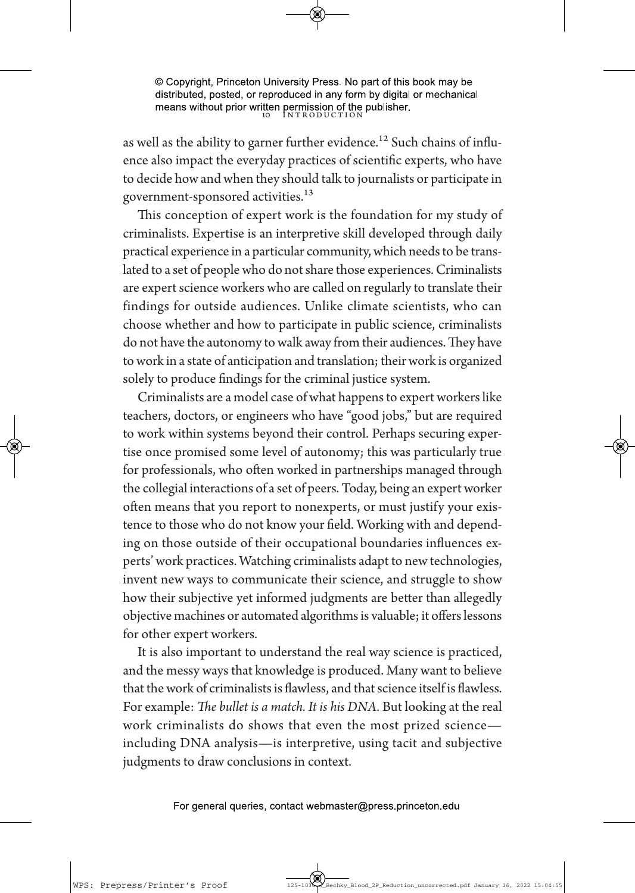as well as the ability to garner further evidence.[12] Such chains of influence also impact the everyday practices of scientific experts, who have to decide how and when they should talk to journalists or participate in government-sponsored activities.[13]

This conception of expert work is the foundation for my study of criminalists. Expertise is an interpretive skill developed through daily practical experience in a particular community, which needs to be translated to a set of people who do not share those experiences. Criminalists are expert science workers who are called on regularly to translate their findings for outside audiences. Unlike climate scientists, who can choose whether and how to participate in public science, criminalists do not have the autonomy to walk away from their audiences. They have to work in a state of anticipation and translation; their work is organized solely to produce findings for the criminal justice system.

Criminalists are a model case of what happens to expert workers like teachers, doctors, or engineers who have "good jobs," but are required to work within systems beyond their control. Perhaps securing expertise once promised some level of autonomy; this was particularly true for professionals, who often worked in partnerships managed through the collegial interactions of a set of peers. Today, being an expert worker often means that you report to nonexperts, or must justify your existence to those who do not know your field. Working with and depending on those outside of their occupational boundaries influences experts' work practices. Watching criminalists adapt to new technologies, invent new ways to communicate their science, and struggle to show how their subjective yet informed judgments are better than allegedly objective machines or automated algorithms is valuable; it offers lessons for other expert workers.

It is also important to understand the real way science is practiced, and the messy ways that knowledge is produced. Many want to believe that the work of criminalists is flawless, and that science itself is flawless. For example: *The bullet is a match. It is his DNA*. But looking at the real work criminalists do shows that even the most prized science—including DNA analysis—is interpretive, using tacit and subjective judgments to draw conclusions in context.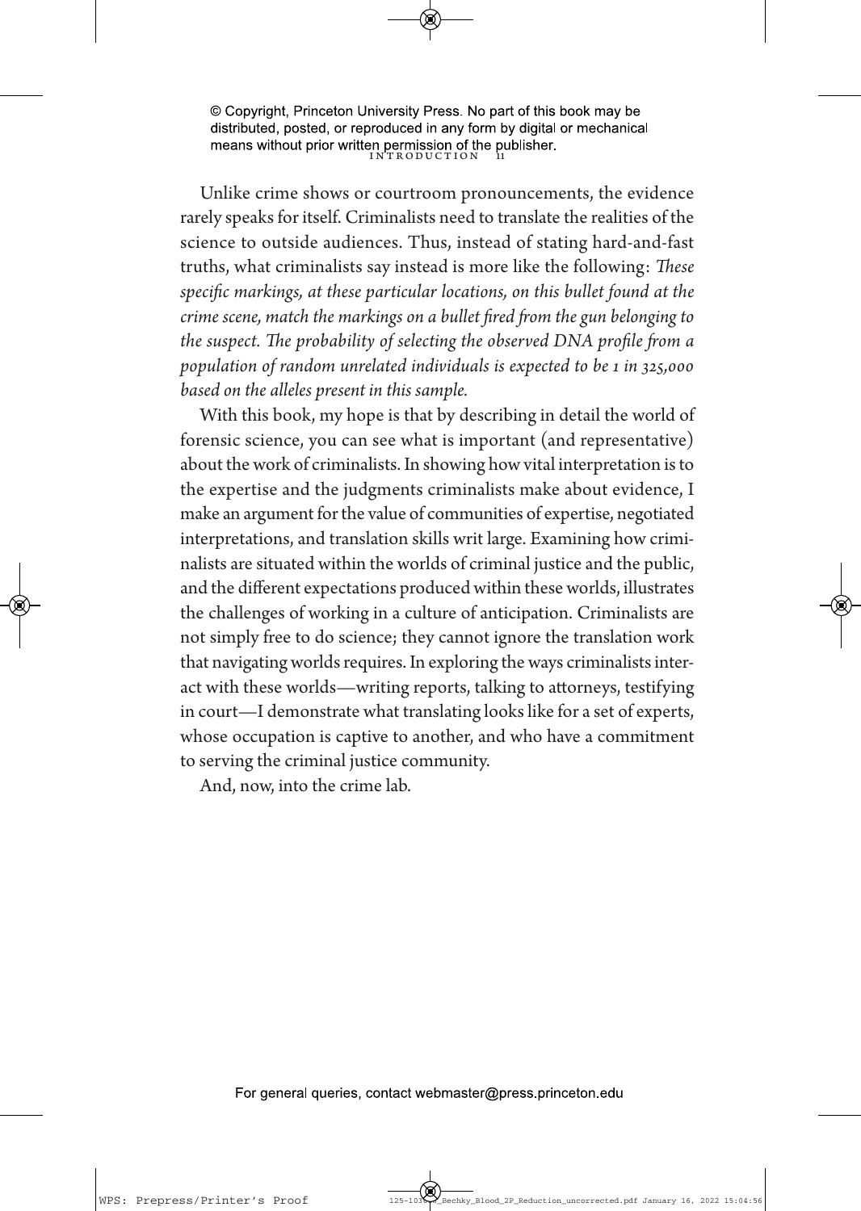Unlike crime shows or courtroom pronouncements, the evidence rarely speaks for itself. Criminalists need to translate the realities of the science to outside audiences. Thus, instead of stating hard-and-fast truths, what criminalists say instead is more like the following: *These specific markings, at these particular locations, on this bullet found at the crime scene, match the markings on a bullet fired from the gun belonging to the suspect. The probability of selecting the observed DNA profile from a population of random unrelated individuals is expected to be 1 in 325,000 based on the alleles present in this sample.*

With this book, my hope is that by describing in detail the world of forensic science, you can see what is important (and representative) about the work of criminalists. In showing how vital interpretation is to the expertise and the judgments criminalists make about evidence, I make an argument for the value of communities of expertise, negotiated interpretations, and translation skills writ large. Examining how criminalists are situated within the worlds of criminal justice and the public, and the different expectations produced within these worlds, illustrates the challenges of working in a culture of anticipation. Criminalists are not simply free to do science; they cannot ignore the translation work that navigating worlds requires. In exploring the ways criminalists interact with these worlds—writing reports, talking to attorneys, testifying in court—I demonstrate what translating looks like for a set of experts, whose occupation is captive to another, and who have a commitment to serving the criminal justice community.

And, now, into the crime lab.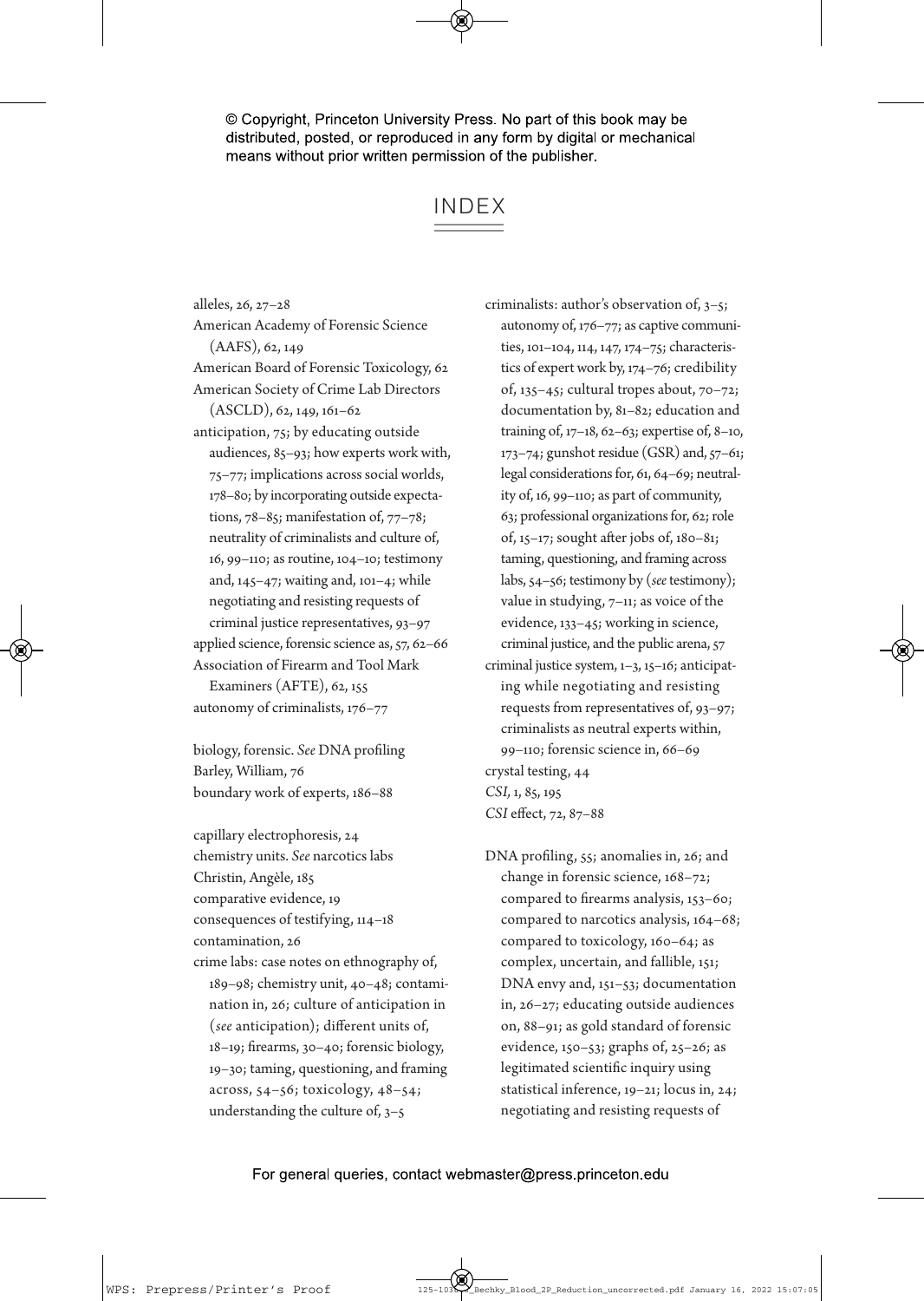# INDEX

alleles, 26, 27–28

American Academy of Forensic Science (AAFS), 62, 149

American Board of Forensic Toxicology, 62

American Society of Crime Lab Directors (ASCLD), 62, 149, 161–62

anticipation, 75; by educating outside audiences, 85–93; how experts work with, 75–77; implications across social worlds, 178–80; by incorporating outside expectations, 78–85; manifestation of, 77–78; neutrality of criminalists and culture of, 16, 99–110; as routine, 104–10; testimony and, 145–47; waiting and, 101–4; while negotiating and resisting requests of criminal justice representatives, 93–97

applied science, forensic science as, 57, 62–66

Association of Firearm and Tool Mark Examiners (AFTE), 62, 155

autonomy of criminalists, 176–77

biology, forensic. *See* DNA profiling

Barley, William, 76

boundary work of experts, 186–88

capillary electrophoresis, 24

chemistry units. *See* narcotics labs

Christin, Angèle, 185

comparative evidence, 19

consequences of testifying, 114–18

contamination, 26

crime labs: case notes on ethnography of, 189–98; chemistry unit, 40–48; contamination in, 26; culture of anticipation in (*see* anticipation); different units of, 18–19; firearms, 30–40; forensic biology, 19–30; taming, questioning, and framing across, 54–56; toxicology, 48–54; understanding the culture of, 3–5

criminalists: author's observation of, 3–5; autonomy of, 176–77; as captive communities, 101–104, 114, 147, 174–75; characteristics of expert work by, 174–76; credibility of, 135–45; cultural tropes about, 70–72; documentation by, 81–82; education and training of, 17–18, 62–63; expertise of, 8–10, 173–74; gunshot residue (GSR) and, 57–61; legal considerations for, 61, 64–69; neutrality of, 16, 99–110; as part of community, 63; professional organizations for, 62; role of, 15–17; sought after jobs of, 180–81; taming, questioning, and framing across labs, 54–56; testimony by (*see* testimony); value in studying, 7–11; as voice of the evidence, 133–45; working in science, criminal justice, and the public arena, 57

criminal justice system, 1–3, 15–16; anticipating while negotiating and resisting requests from representatives of, 93–97; criminalists as neutral experts within, 99–110; forensic science in, 66–69

crystal testing, 44

*CSI*, 1, 85, 195

*CSI* effect, 72, 87–88

DNA profiling, 55; anomalies in, 26; and change in forensic science, 168–72; compared to firearms analysis, 153–60; compared to narcotics analysis, 164–68; compared to toxicology, 160–64; as complex, uncertain, and fallible, 151; DNA envy and, 151–53; documentation in, 26–27; educating outside audiences on, 88–91; as gold standard of forensic evidence, 150–53; graphs of, 25–26; as legitimated scientific inquiry using statistical inference, 19–21; locus in, 24; negotiating and resisting requests of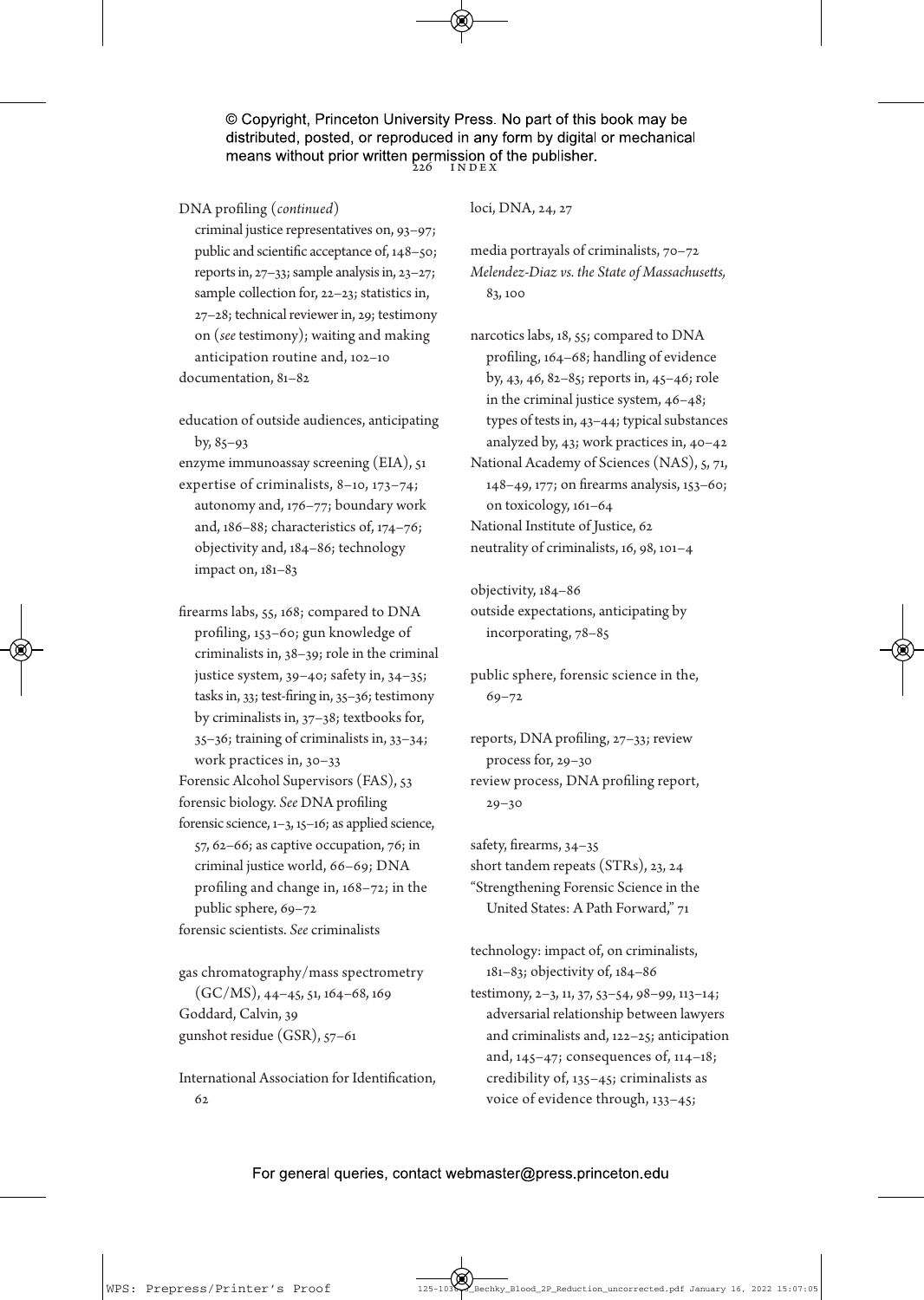DNA profiling (*continued*)
  criminal justice representatives on, 93–97; public and scientific acceptance of, 148–50; reports in, 27–33; sample analysis in, 23–27; sample collection for, 22–23; statistics in, 27–28; technical reviewer in, 29; testimony on (*see* testimony); waiting and making anticipation routine and, 102–10
documentation, 81–82

education of outside audiences, anticipating by, 85–93
enzyme immunoassay screening (EIA), 51
expertise of criminalists, 8–10, 173–74; autonomy and, 176–77; boundary work and, 186–88; characteristics of, 174–76; objectivity and, 184–86; technology impact on, 181–83

firearms labs, 55, 168; compared to DNA profiling, 153–60; gun knowledge of criminalists in, 38–39; role in the criminal justice system, 39–40; safety in, 34–35; tasks in, 33; test-firing in, 35–36; testimony by criminalists in, 37–38; textbooks for, 35–36; training of criminalists in, 33–34; work practices in, 30–33
Forensic Alcohol Supervisors (FAS), 53
forensic biology. *See* DNA profiling
forensic science, 1–3, 15–16; as applied science, 57, 62–66; as captive occupation, 76; in criminal justice world, 66–69; DNA profiling and change in, 168–72; in the public sphere, 69–72
forensic scientists. *See* criminalists

gas chromatography/mass spectrometry (GC/MS), 44–45, 51, 164–68, 169
Goddard, Calvin, 39
gunshot residue (GSR), 57–61

International Association for Identification, 62

loci, DNA, 24, 27

media portrayals of criminalists, 70–72
*Melendez-Diaz vs. the State of Massachusetts,* 83, 100

narcotics labs, 18, 55; compared to DNA profiling, 164–68; handling of evidence by, 43, 46, 82–85; reports in, 45–46; role in the criminal justice system, 46–48; types of tests in, 43–44; typical substances analyzed by, 43; work practices in, 40–42
National Academy of Sciences (NAS), 5, 71, 148–49, 177; on firearms analysis, 153–60; on toxicology, 161–64
National Institute of Justice, 62
neutrality of criminalists, 16, 98, 101–4

objectivity, 184–86
outside expectations, anticipating by incorporating, 78–85

public sphere, forensic science in the, 69–72

reports, DNA profiling, 27–33; review process for, 29–30
review process, DNA profiling report, 29–30

safety, firearms, 34–35
short tandem repeats (STRs), 23, 24
"Strengthening Forensic Science in the United States: A Path Forward," 71

technology: impact of, on criminalists, 181–83; objectivity of, 184–86
testimony, 2–3, 11, 37, 53–54, 98–99, 113–14; adversarial relationship between lawyers and criminalists and, 122–25; anticipation and, 145–47; consequences of, 114–18; credibility of, 135–45; criminalists as voice of evidence through, 133–45;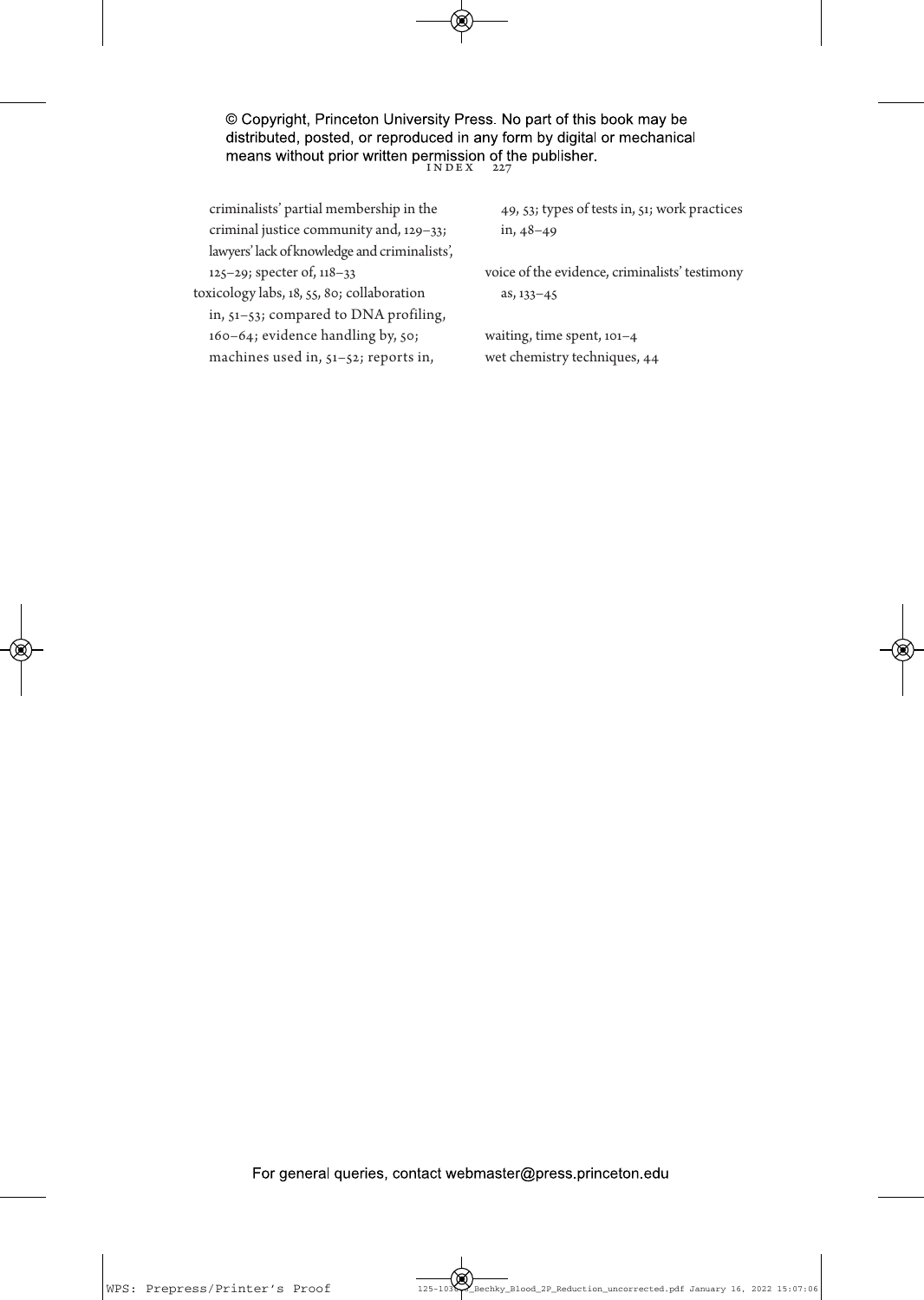criminalists' partial membership in the criminal justice community and, 129–33; lawyers' lack of knowledge and criminalists', 125–29; specter of, 118–33

toxicology labs, 18, 55, 80; collaboration in, 51–53; compared to DNA profiling, 160–64; evidence handling by, 50; machines used in, 51–52; reports in, 49, 53; types of tests in, 51; work practices in, 48–49

voice of the evidence, criminalists' testimony as, 133–45

waiting, time spent, 101–4

wet chemistry techniques, 44